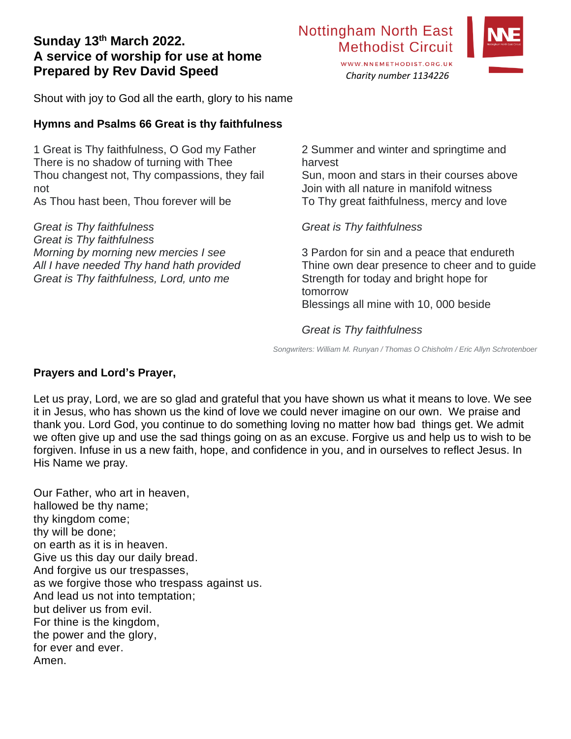# Sunday 13th March 2022.
# A service of worship for use at home
# Prepared by Rev David Speed

Nottingham North East
Methodist Circuit
WWW.NNEMETHODIST.ORG.UK
*Charity number 1134226*

Shout with joy to God all the earth, glory to his name

**Hymns and Psalms 66 Great is thy faithfulness**

1 Great is Thy faithfulness, O God my Father
There is no shadow of turning with Thee
Thou changest not, Thy compassions, they fail not
As Thou hast been, Thou forever will be

*Great is Thy faithfulness*
*Great is Thy faithfulness*
*Morning by morning new mercies I see*
*All I have needed Thy hand hath provided*
*Great is Thy faithfulness, Lord, unto me*

2 Summer and winter and springtime and harvest
Sun, moon and stars in their courses above
Join with all nature in manifold witness
To Thy great faithfulness, mercy and love

*Great is Thy faithfulness*

3 Pardon for sin and a peace that endureth
Thine own dear presence to cheer and to guide
Strength for today and bright hope for tomorrow
Blessings all mine with 10, 000 beside

*Great is Thy faithfulness*

*Songwriters: William M. Runyan / Thomas O Chisholm / Eric Allyn Schrotenboer*

**Prayers and Lord's Prayer,**

Let us pray, Lord, we are so glad and grateful that you have shown us what it means to love. We see it in Jesus, who has shown us the kind of love we could never imagine on our own. We praise and thank you. Lord God, you continue to do something loving no matter how bad things get. We admit we often give up and use the sad things going on as an excuse. Forgive us and help us to wish to be forgiven. Infuse in us a new faith, hope, and confidence in you, and in ourselves to reflect Jesus. In His Name we pray.

Our Father, who art in heaven,
hallowed be thy name;
thy kingdom come;
thy will be done;
on earth as it is in heaven.
Give us this day our daily bread.
And forgive us our trespasses,
as we forgive those who trespass against us.
And lead us not into temptation;
but deliver us from evil.
For thine is the kingdom,
the power and the glory,
for ever and ever.
Amen.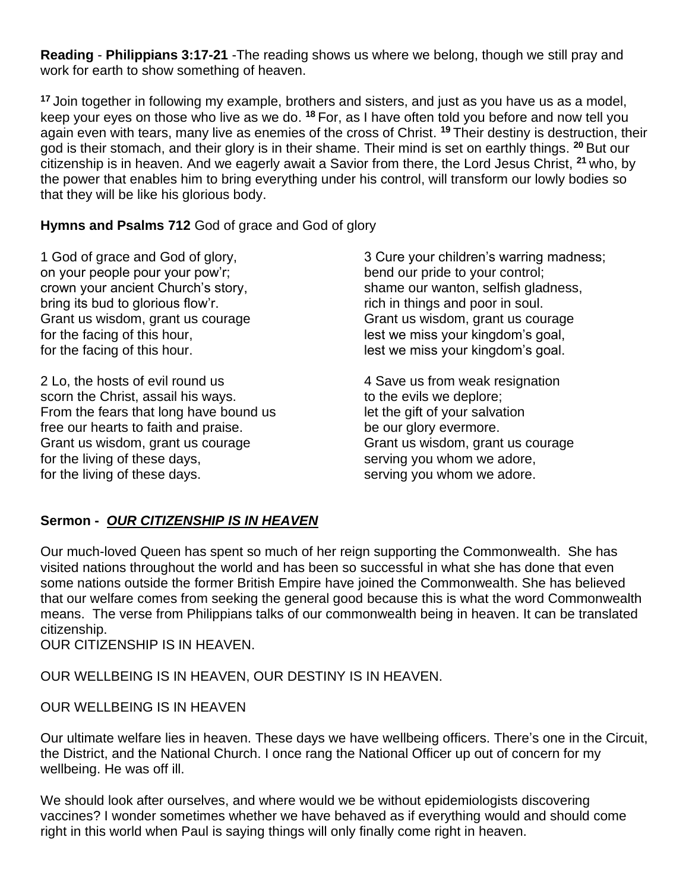**Reading** - **Philippians 3:17-21** -The reading shows us where we belong, though we still pray and work for earth to show something of heaven.

**17** Join together in following my example, brothers and sisters, and just as you have us as a model, keep your eyes on those who live as we do. **18** For, as I have often told you before and now tell you again even with tears, many live as enemies of the cross of Christ. **19** Their destiny is destruction, their god is their stomach, and their glory is in their shame. Their mind is set on earthly things. **20** But our citizenship is in heaven. And we eagerly await a Savior from there, the Lord Jesus Christ, **21** who, by the power that enables him to bring everything under his control, will transform our lowly bodies so that they will be like his glorious body.

**Hymns and Psalms 712** God of grace and God of glory

1 God of grace and God of glory,
on your people pour your pow'r;
crown your ancient Church's story,
bring its bud to glorious flow'r.
Grant us wisdom, grant us courage
for the facing of this hour,
for the facing of this hour.

2 Lo, the hosts of evil round us
scorn the Christ, assail his ways.
From the fears that long have bound us
free our hearts to faith and praise.
Grant us wisdom, grant us courage
for the living of these days,
for the living of these days.

3 Cure your children's warring madness;
bend our pride to your control;
shame our wanton, selfish gladness,
rich in things and poor in soul.
Grant us wisdom, grant us courage
lest we miss your kingdom's goal,
lest we miss your kingdom's goal.

4 Save us from weak resignation
to the evils we deplore;
let the gift of your salvation
be our glory evermore.
Grant us wisdom, grant us courage
serving you whom we adore,
serving you whom we adore.

**Sermon -** ***OUR CITIZENSHIP IS IN HEAVEN***

Our much-loved Queen has spent so much of her reign supporting the Commonwealth. She has visited nations throughout the world and has been so successful in what she has done that even some nations outside the former British Empire have joined the Commonwealth. She has believed that our welfare comes from seeking the general good because this is what the word Commonwealth means. The verse from Philippians talks of our commonwealth being in heaven. It can be translated citizenship.
OUR CITIZENSHIP IS IN HEAVEN.

OUR WELLBEING IS IN HEAVEN, OUR DESTINY IS IN HEAVEN.

OUR WELLBEING IS IN HEAVEN

Our ultimate welfare lies in heaven. These days we have wellbeing officers. There's one in the Circuit, the District, and the National Church. I once rang the National Officer up out of concern for my wellbeing. He was off ill.

We should look after ourselves, and where would we be without epidemiologists discovering vaccines? I wonder sometimes whether we have behaved as if everything would and should come right in this world when Paul is saying things will only finally come right in heaven.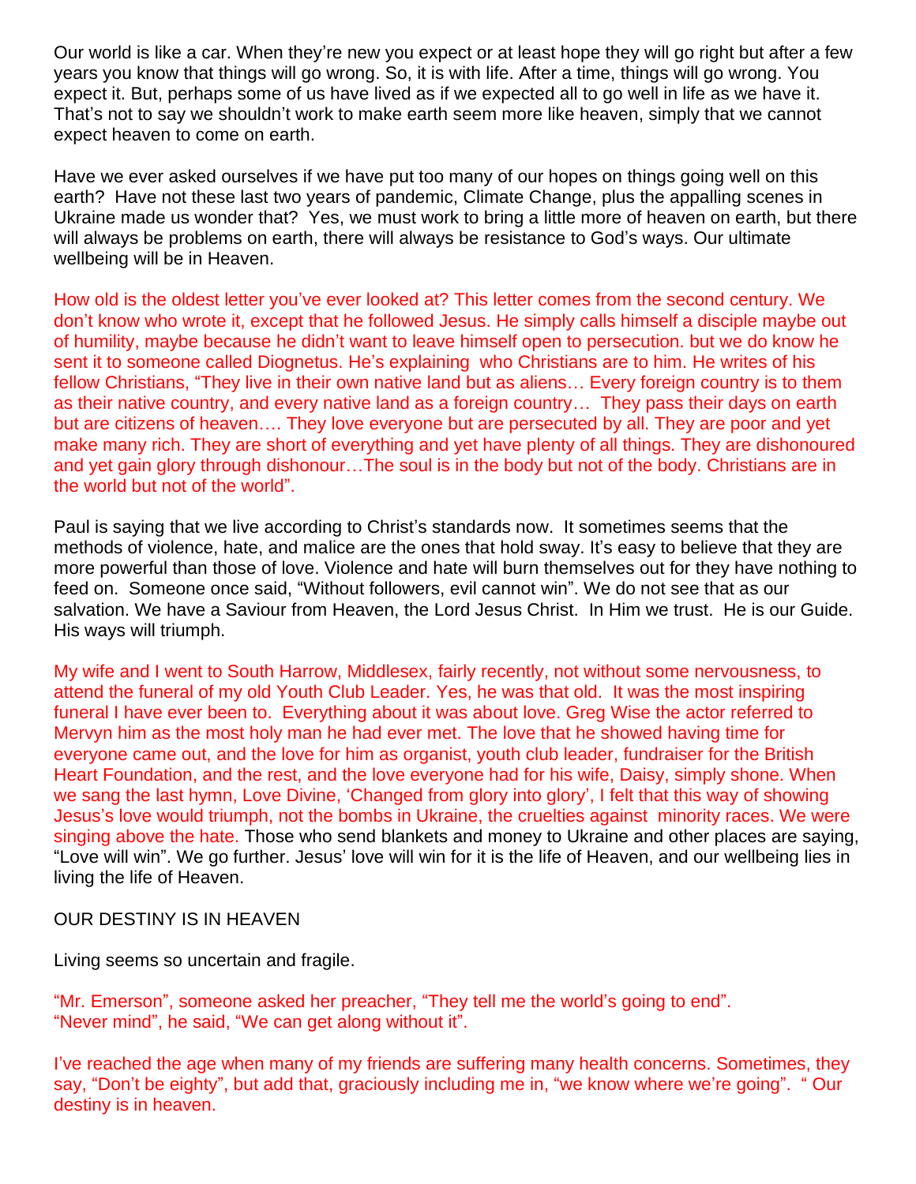Our world is like a car. When they're new you expect or at least hope they will go right but after a few years you know that things will go wrong. So, it is with life. After a time, things will go wrong. You expect it. But, perhaps some of us have lived as if we expected all to go well in life as we have it. That's not to say we shouldn't work to make earth seem more like heaven, simply that we cannot expect heaven to come on earth.

Have we ever asked ourselves if we have put too many of our hopes on things going well on this earth? Have not these last two years of pandemic, Climate Change, plus the appalling scenes in Ukraine made us wonder that? Yes, we must work to bring a little more of heaven on earth, but there will always be problems on earth, there will always be resistance to God's ways. Our ultimate wellbeing will be in Heaven.

How old is the oldest letter you've ever looked at? This letter comes from the second century. We don't know who wrote it, except that he followed Jesus. He simply calls himself a disciple maybe out of humility, maybe because he didn't want to leave himself open to persecution. but we do know he sent it to someone called Diognetus. He's explaining who Christians are to him. He writes of his fellow Christians, "They live in their own native land but as aliens… Every foreign country is to them as their native country, and every native land as a foreign country… They pass their days on earth but are citizens of heaven…. They love everyone but are persecuted by all. They are poor and yet make many rich. They are short of everything and yet have plenty of all things. They are dishonoured and yet gain glory through dishonour…The soul is in the body but not of the body. Christians are in the world but not of the world".

Paul is saying that we live according to Christ's standards now. It sometimes seems that the methods of violence, hate, and malice are the ones that hold sway. It's easy to believe that they are more powerful than those of love. Violence and hate will burn themselves out for they have nothing to feed on. Someone once said, "Without followers, evil cannot win". We do not see that as our salvation. We have a Saviour from Heaven, the Lord Jesus Christ. In Him we trust. He is our Guide. His ways will triumph.

My wife and I went to South Harrow, Middlesex, fairly recently, not without some nervousness, to attend the funeral of my old Youth Club Leader. Yes, he was that old. It was the most inspiring funeral I have ever been to. Everything about it was about love. Greg Wise the actor referred to Mervyn him as the most holy man he had ever met. The love that he showed having time for everyone came out, and the love for him as organist, youth club leader, fundraiser for the British Heart Foundation, and the rest, and the love everyone had for his wife, Daisy, simply shone. When we sang the last hymn, Love Divine, 'Changed from glory into glory', I felt that this way of showing Jesus's love would triumph, not the bombs in Ukraine, the cruelties against minority races. We were singing above the hate. Those who send blankets and money to Ukraine and other places are saying, "Love will win". We go further. Jesus' love will win for it is the life of Heaven, and our wellbeing lies in living the life of Heaven.

OUR DESTINY IS IN HEAVEN

Living seems so uncertain and fragile.

"Mr. Emerson", someone asked her preacher, "They tell me the world's going to end".
"Never mind", he said, "We can get along without it".

I've reached the age when many of my friends are suffering many health concerns. Sometimes, they say, "Don't be eighty", but add that, graciously including me in, "we know where we're going". " Our destiny is in heaven.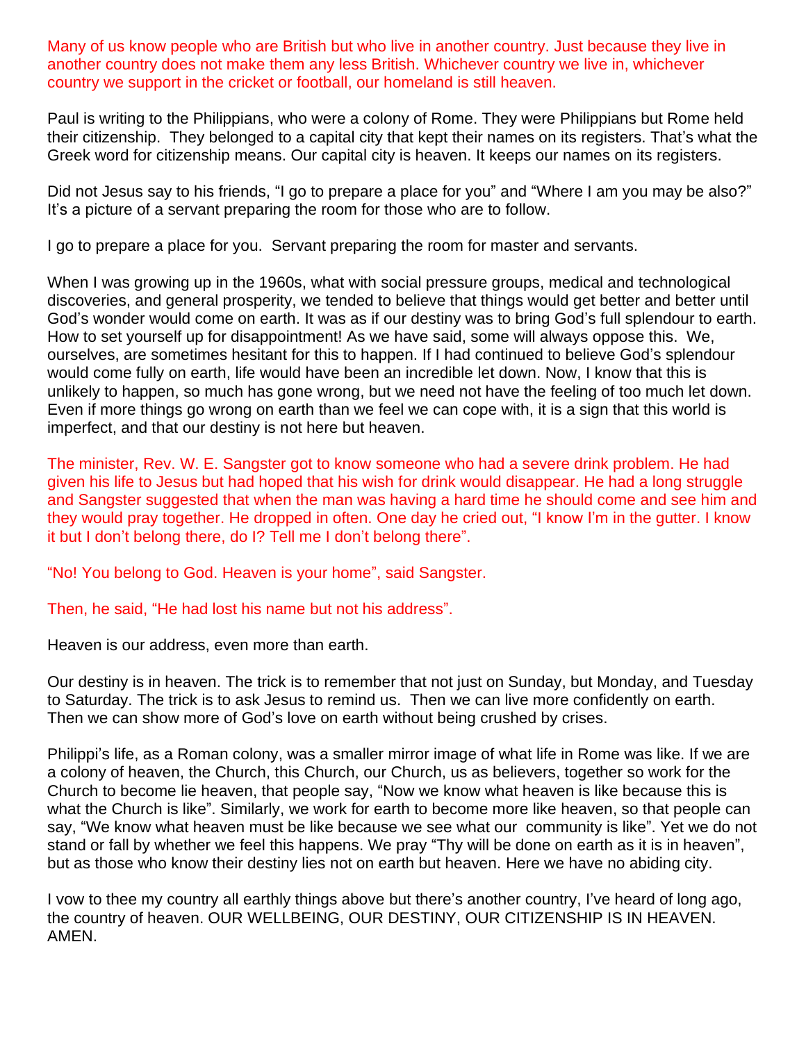Many of us know people who are British but who live in another country. Just because they live in another country does not make them any less British. Whichever country we live in, whichever country we support in the cricket or football, our homeland is still heaven.

Paul is writing to the Philippians, who were a colony of Rome. They were Philippians but Rome held their citizenship. They belonged to a capital city that kept their names on its registers. That's what the Greek word for citizenship means. Our capital city is heaven. It keeps our names on its registers.

Did not Jesus say to his friends, "I go to prepare a place for you" and "Where I am you may be also?" It's a picture of a servant preparing the room for those who are to follow.

I go to prepare a place for you. Servant preparing the room for master and servants.

When I was growing up in the 1960s, what with social pressure groups, medical and technological discoveries, and general prosperity, we tended to believe that things would get better and better until God's wonder would come on earth. It was as if our destiny was to bring God's full splendour to earth. How to set yourself up for disappointment! As we have said, some will always oppose this. We, ourselves, are sometimes hesitant for this to happen. If I had continued to believe God's splendour would come fully on earth, life would have been an incredible let down. Now, I know that this is unlikely to happen, so much has gone wrong, but we need not have the feeling of too much let down. Even if more things go wrong on earth than we feel we can cope with, it is a sign that this world is imperfect, and that our destiny is not here but heaven.

The minister, Rev. W. E. Sangster got to know someone who had a severe drink problem. He had given his life to Jesus but had hoped that his wish for drink would disappear. He had a long struggle and Sangster suggested that when the man was having a hard time he should come and see him and they would pray together. He dropped in often. One day he cried out, "I know I'm in the gutter. I know it but I don't belong there, do I? Tell me I don't belong there".

"No! You belong to God. Heaven is your home", said Sangster.

Then, he said, "He had lost his name but not his address".

Heaven is our address, even more than earth.

Our destiny is in heaven. The trick is to remember that not just on Sunday, but Monday, and Tuesday to Saturday. The trick is to ask Jesus to remind us. Then we can live more confidently on earth. Then we can show more of God's love on earth without being crushed by crises.

Philippi's life, as a Roman colony, was a smaller mirror image of what life in Rome was like. If we are a colony of heaven, the Church, this Church, our Church, us as believers, together so work for the Church to become lie heaven, that people say, "Now we know what heaven is like because this is what the Church is like". Similarly, we work for earth to become more like heaven, so that people can say, "We know what heaven must be like because we see what our community is like". Yet we do not stand or fall by whether we feel this happens. We pray "Thy will be done on earth as it is in heaven", but as those who know their destiny lies not on earth but heaven. Here we have no abiding city.

I vow to thee my country all earthly things above but there's another country, I've heard of long ago, the country of heaven. OUR WELLBEING, OUR DESTINY, OUR CITIZENSHIP IS IN HEAVEN. AMEN.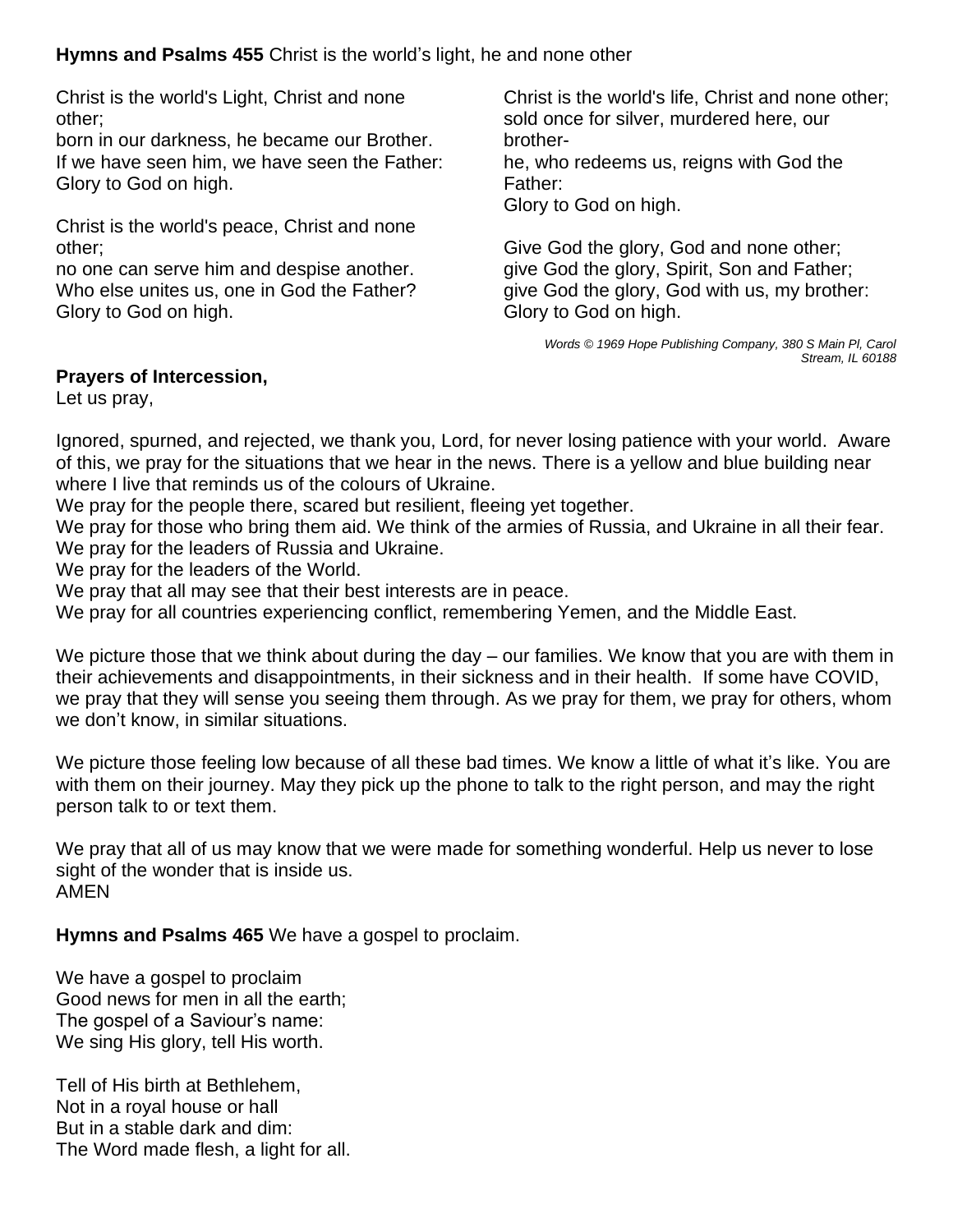**Hymns and Psalms 455** Christ is the world's light, he and none other

Christ is the world's Light, Christ and none other;
born in our darkness, he became our Brother.
If we have seen him, we have seen the Father:
Glory to God on high.

Christ is the world's peace, Christ and none other;
no one can serve him and despise another.
Who else unites us, one in God the Father?
Glory to God on high.

Christ is the world's life, Christ and none other;
sold once for silver, murdered here, our brother-
he, who redeems us, reigns with God the Father:
Glory to God on high.

Give God the glory, God and none other;
give God the glory, Spirit, Son and Father;
give God the glory, God with us, my brother:
Glory to God on high.

*Words © 1969 Hope Publishing Company, 380 S Main Pl, Carol Stream, IL 60188*

**Prayers of Intercession,**
Let us pray,

Ignored, spurned, and rejected, we thank you, Lord, for never losing patience with your world. Aware of this, we pray for the situations that we hear in the news. There is a yellow and blue building near where I live that reminds us of the colours of Ukraine.
We pray for the people there, scared but resilient, fleeing yet together.
We pray for those who bring them aid. We think of the armies of Russia, and Ukraine in all their fear.
We pray for the leaders of Russia and Ukraine.
We pray for the leaders of the World.
We pray that all may see that their best interests are in peace.
We pray for all countries experiencing conflict, remembering Yemen, and the Middle East.

We picture those that we think about during the day – our families. We know that you are with them in their achievements and disappointments, in their sickness and in their health. If some have COVID, we pray that they will sense you seeing them through. As we pray for them, we pray for others, whom we don't know, in similar situations.

We picture those feeling low because of all these bad times. We know a little of what it's like. You are with them on their journey. May they pick up the phone to talk to the right person, and may the right person talk to or text them.

We pray that all of us may know that we were made for something wonderful. Help us never to lose sight of the wonder that is inside us.
AMEN

**Hymns and Psalms 465** We have a gospel to proclaim.

We have a gospel to proclaim
Good news for men in all the earth;
The gospel of a Saviour's name:
We sing His glory, tell His worth.

Tell of His birth at Bethlehem,
Not in a royal house or hall
But in a stable dark and dim:
The Word made flesh, a light for all.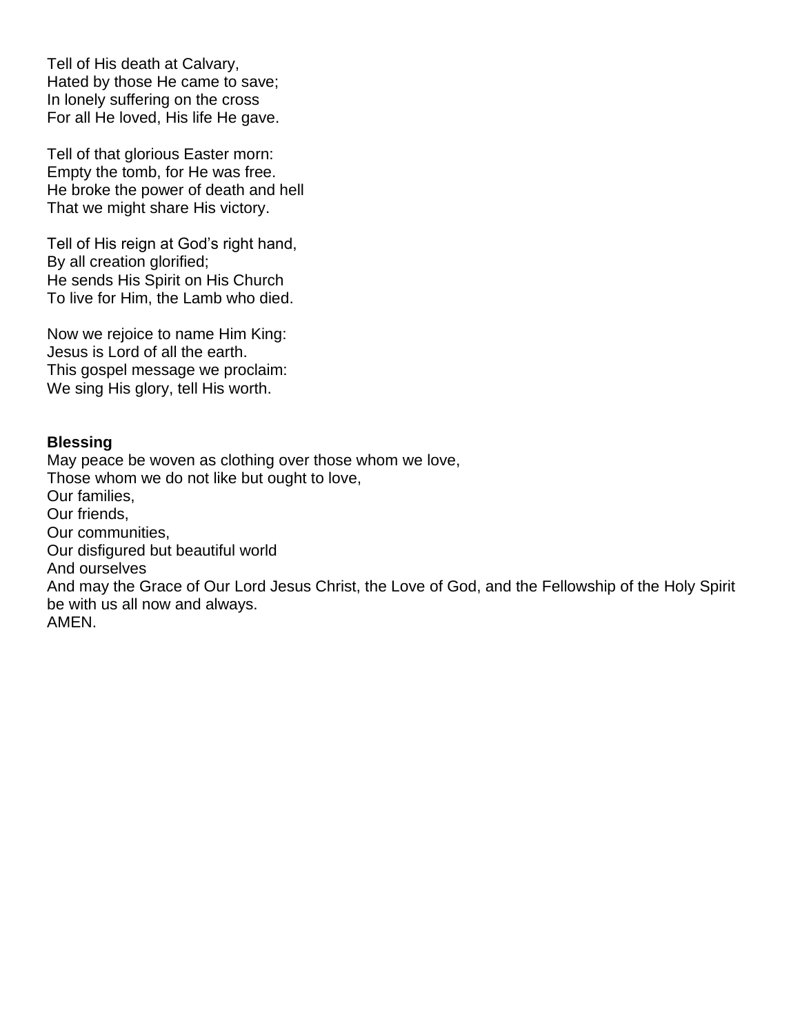Tell of His death at Calvary,
Hated by those He came to save;
In lonely suffering on the cross
For all He loved, His life He gave.

Tell of that glorious Easter morn:
Empty the tomb, for He was free.
He broke the power of death and hell
That we might share His victory.

Tell of His reign at God's right hand,
By all creation glorified;
He sends His Spirit on His Church
To live for Him, the Lamb who died.

Now we rejoice to name Him King:
Jesus is Lord of all the earth.
This gospel message we proclaim:
We sing His glory, tell His worth.

**Blessing**

May peace be woven as clothing over those whom we love,
Those whom we do not like but ought to love,
Our families,
Our friends,
Our communities,
Our disfigured but beautiful world
And ourselves
And may the Grace of Our Lord Jesus Christ, the Love of God, and the Fellowship of the Holy Spirit be with us all now and always.
AMEN.